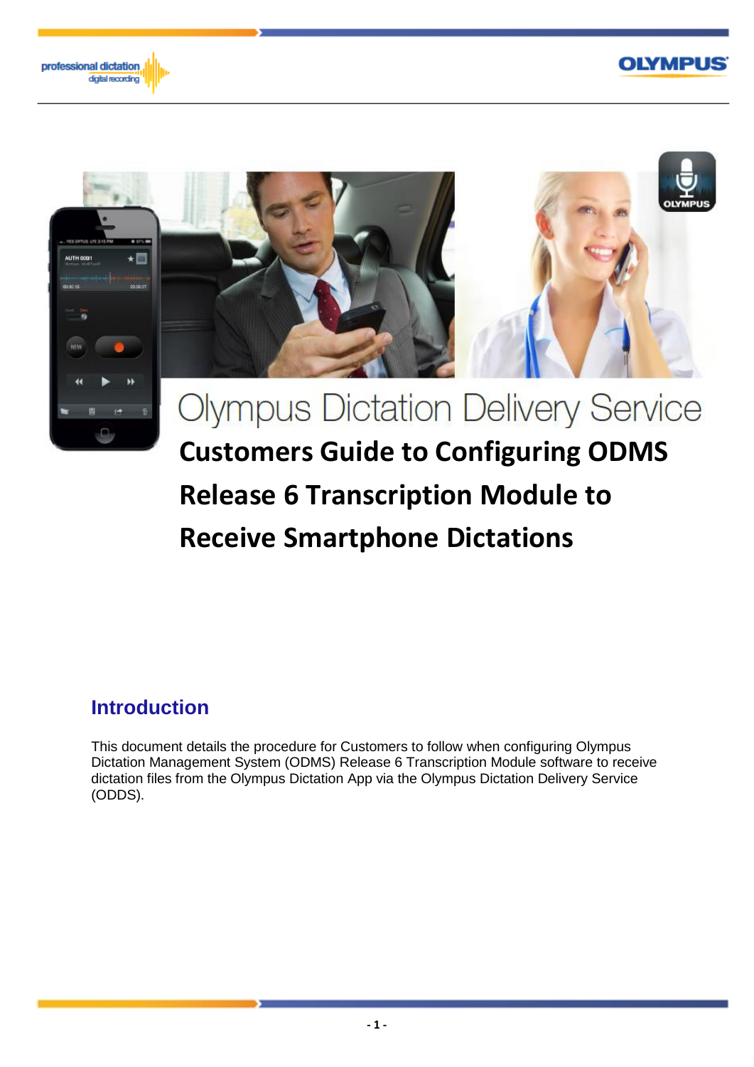# Olympus Dictation Delivery Service

# Customers Guide to Configuring ODMS Release 6 Transcription Module to Receive Smartphone Dictations

## Introduction

This document details the procedure for Customers to follow when configuring Olympus Dictation Management System (ODMS) Release 6 Transcription Module software to receive dictation files from the Olympus Dictation App via the Olympus Dictation Delivery Service (ODDS).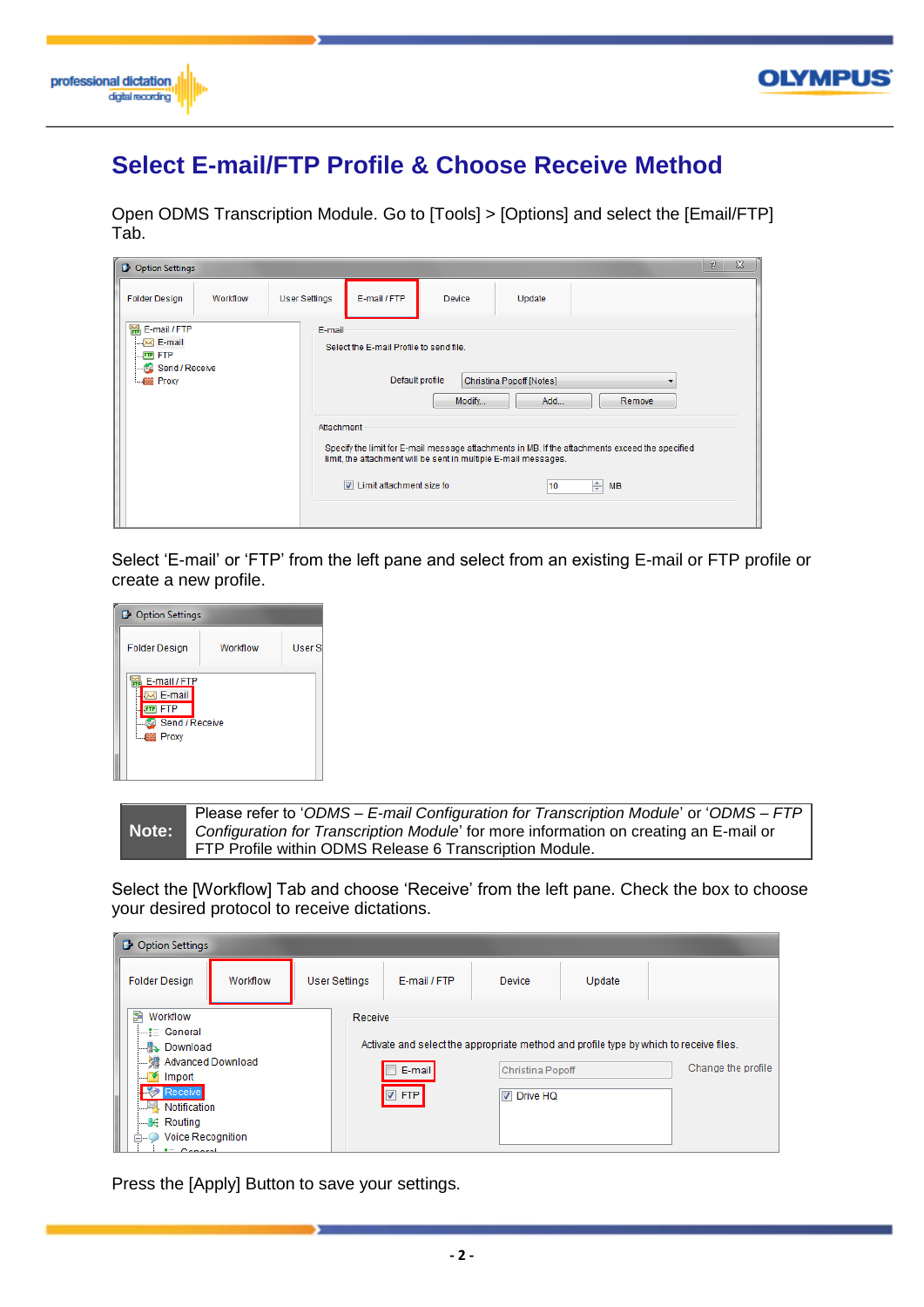# Select E-mail/FTP Profile & Choose Receive Method

Open ODMS Transcription Module. Go to [Tools] > [Options] and select the [Email/FTP] Tab.

Select 'E-mail' or 'FTP' from the left pane and select from an existing E-mail or FTP profile or create a new profile.

| Note: | Please refer to '*ODMS – E-mail Configuration for Transcription Module*' or '*ODMS – FTP Configuration for Transcription Module*' for more information on creating an E-mail or FTP Profile within ODMS Release 6 Transcription Module. |
|---|---|

Select the [Workflow] Tab and choose 'Receive' from the left pane. Check the box to choose your desired protocol to receive dictations.

Press the [Apply] Button to save your settings.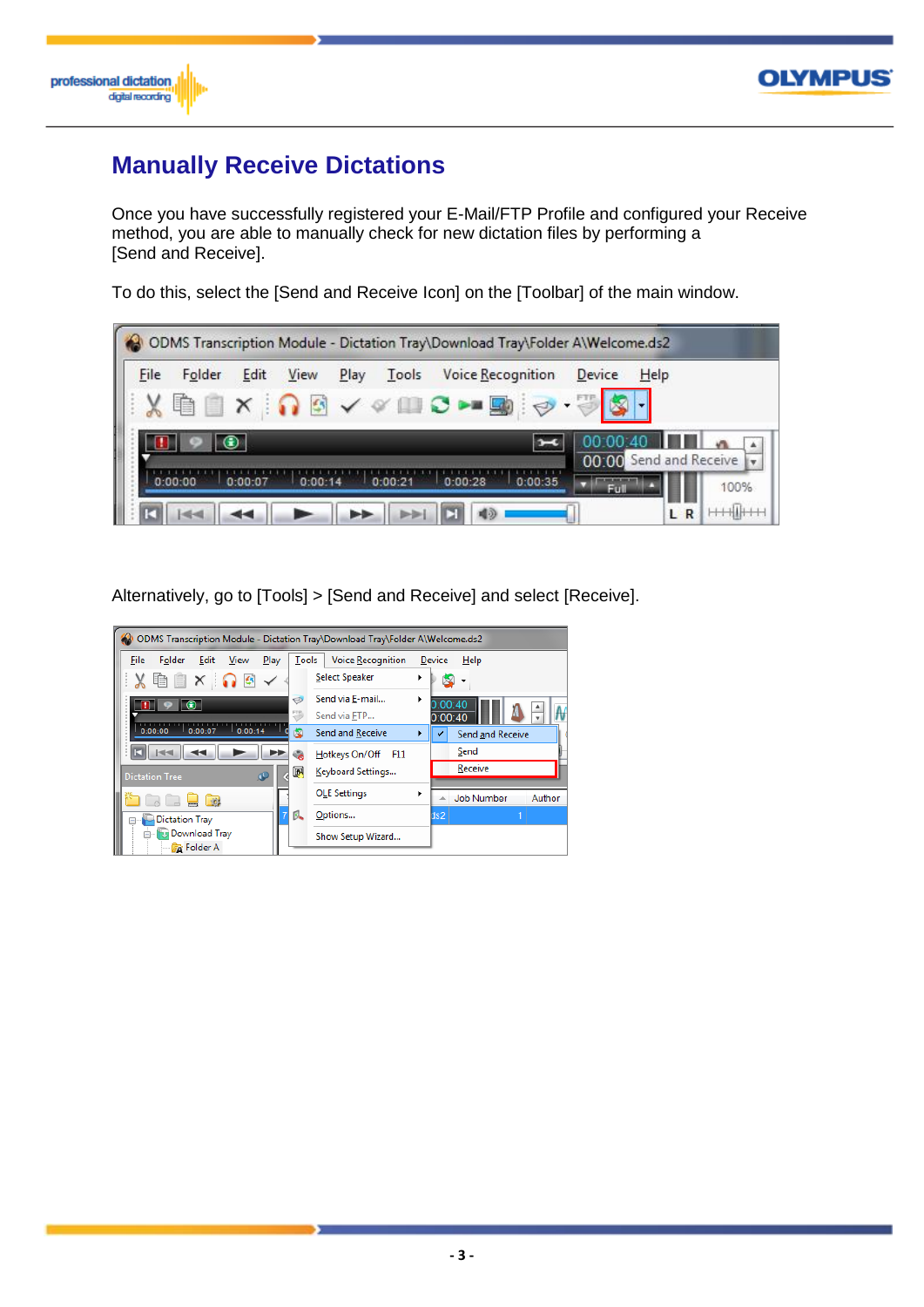# Manually Receive Dictations

Once you have successfully registered your E-Mail/FTP Profile and configured your Receive method, you are able to manually check for new dictation files by performing a [Send and Receive].

To do this, select the [Send and Receive Icon] on the [Toolbar] of the main window.

Alternatively, go to [Tools] > [Send and Receive] and select [Receive].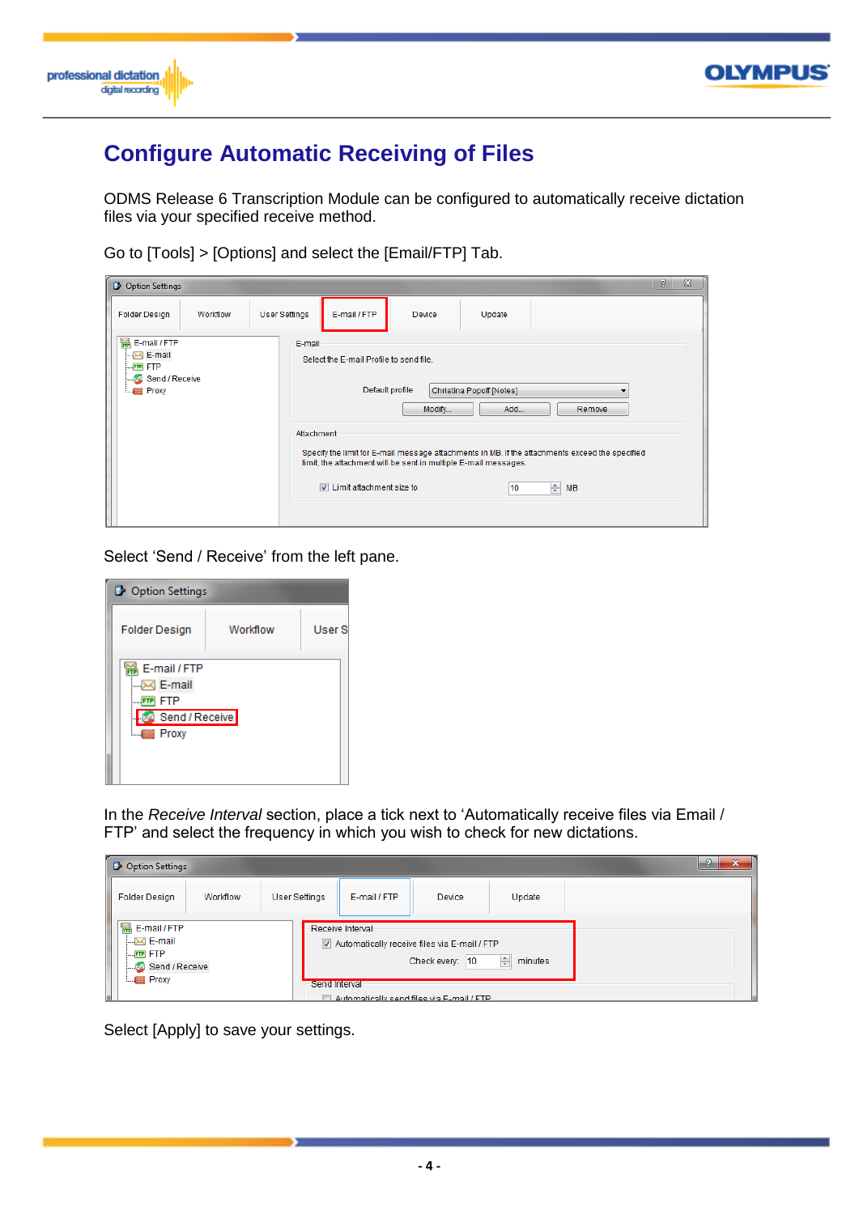# Configure Automatic Receiving of Files

ODMS Release 6 Transcription Module can be configured to automatically receive dictation files via your specified receive method.

Go to [Tools] > [Options] and select the [Email/FTP] Tab.

Select 'Send / Receive' from the left pane.

In the *Receive Interval* section, place a tick next to 'Automatically receive files via Email / FTP' and select the frequency in which you wish to check for new dictations.

Select [Apply] to save your settings.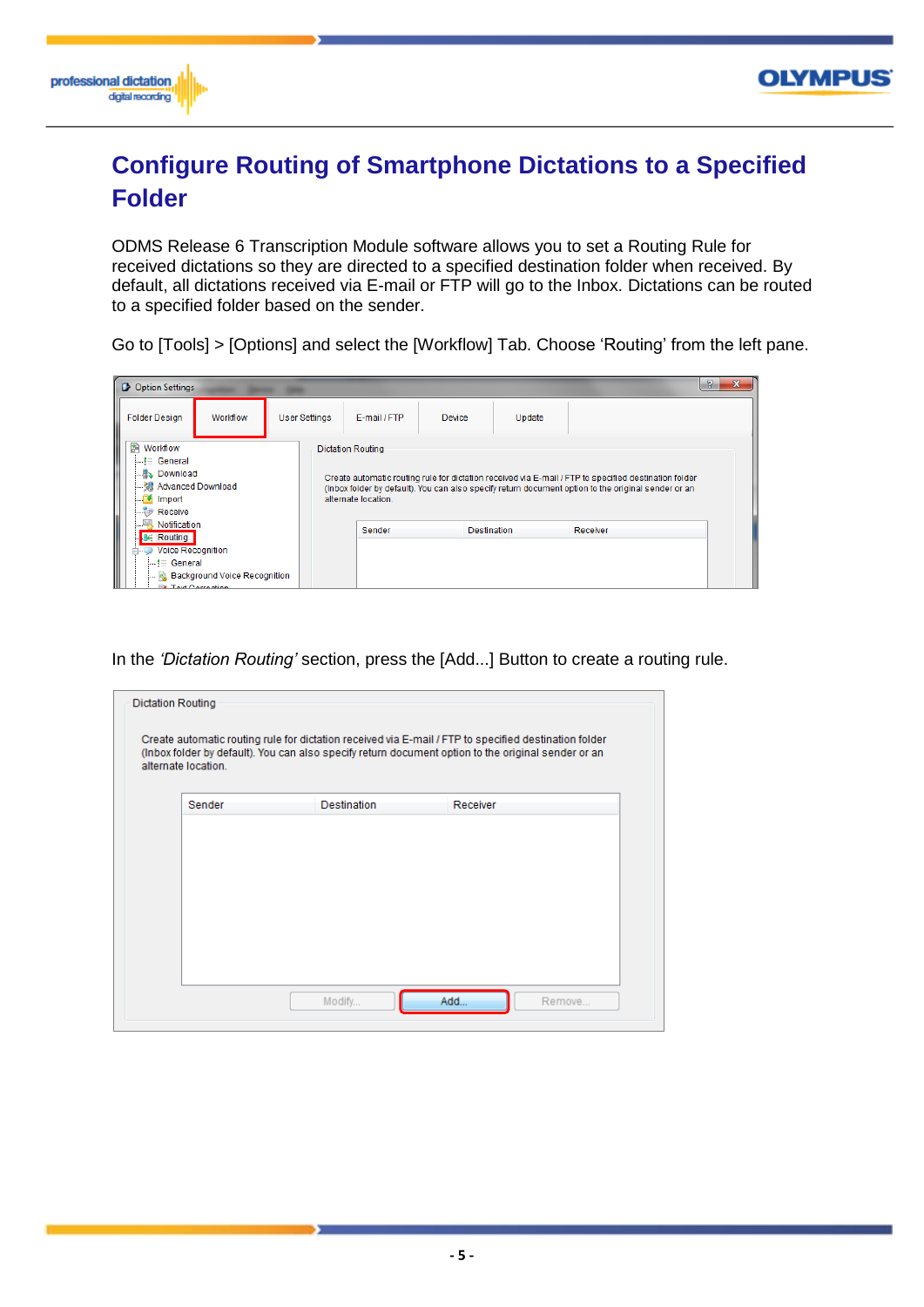# Configure Routing of Smartphone Dictations to a Specified Folder

ODMS Release 6 Transcription Module software allows you to set a Routing Rule for received dictations so they are directed to a specified destination folder when received. By default, all dictations received via E-mail or FTP will go to the Inbox. Dictations can be routed to a specified folder based on the sender.

Go to [Tools] > [Options] and select the [Workflow] Tab. Choose 'Routing' from the left pane.

In the *'Dictation Routing'* section, press the [Add...] Button to create a routing rule.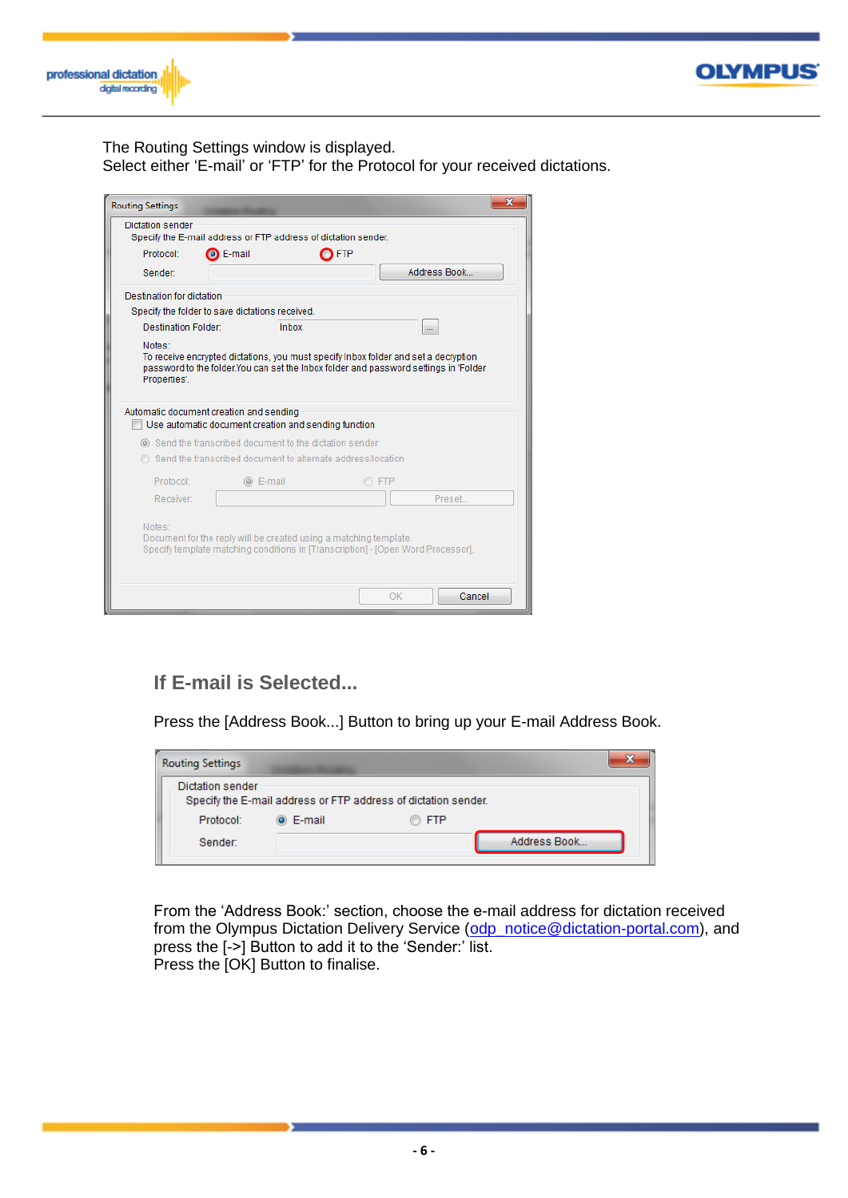The Routing Settings window is displayed.
Select either ‘E-mail’ or ‘FTP’ for the Protocol for your received dictations.

## If E-mail is Selected...

Press the [Address Book...] Button to bring up your E-mail Address Book.

From the ‘Address Book:’ section, choose the e-mail address for dictation received from the Olympus Dictation Delivery Service (odp_notice@dictation-portal.com), and press the [->] Button to add it to the ‘Sender:’ list.
Press the [OK] Button to finalise.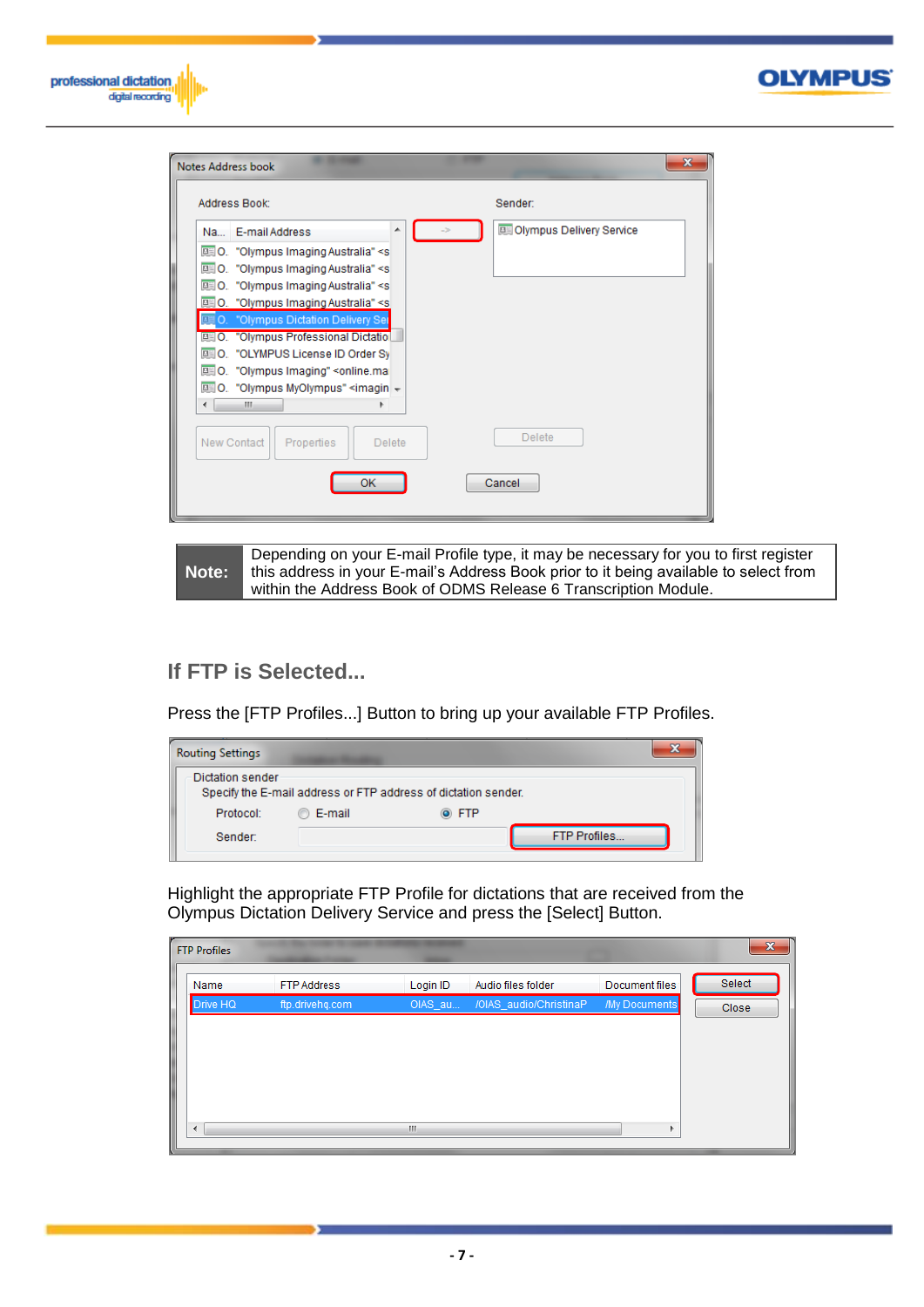| **Note:** | Depending on your E-mail Profile type, it may be necessary for you to first register this address in your E-mail's Address Book prior to it being available to select from within the Address Book of ODMS Release 6 Transcription Module. |
|---|---|

## If FTP is Selected...

Press the [FTP Profiles...] Button to bring up your available FTP Profiles.

Highlight the appropriate FTP Profile for dictations that are received from the Olympus Dictation Delivery Service and press the [Select] Button.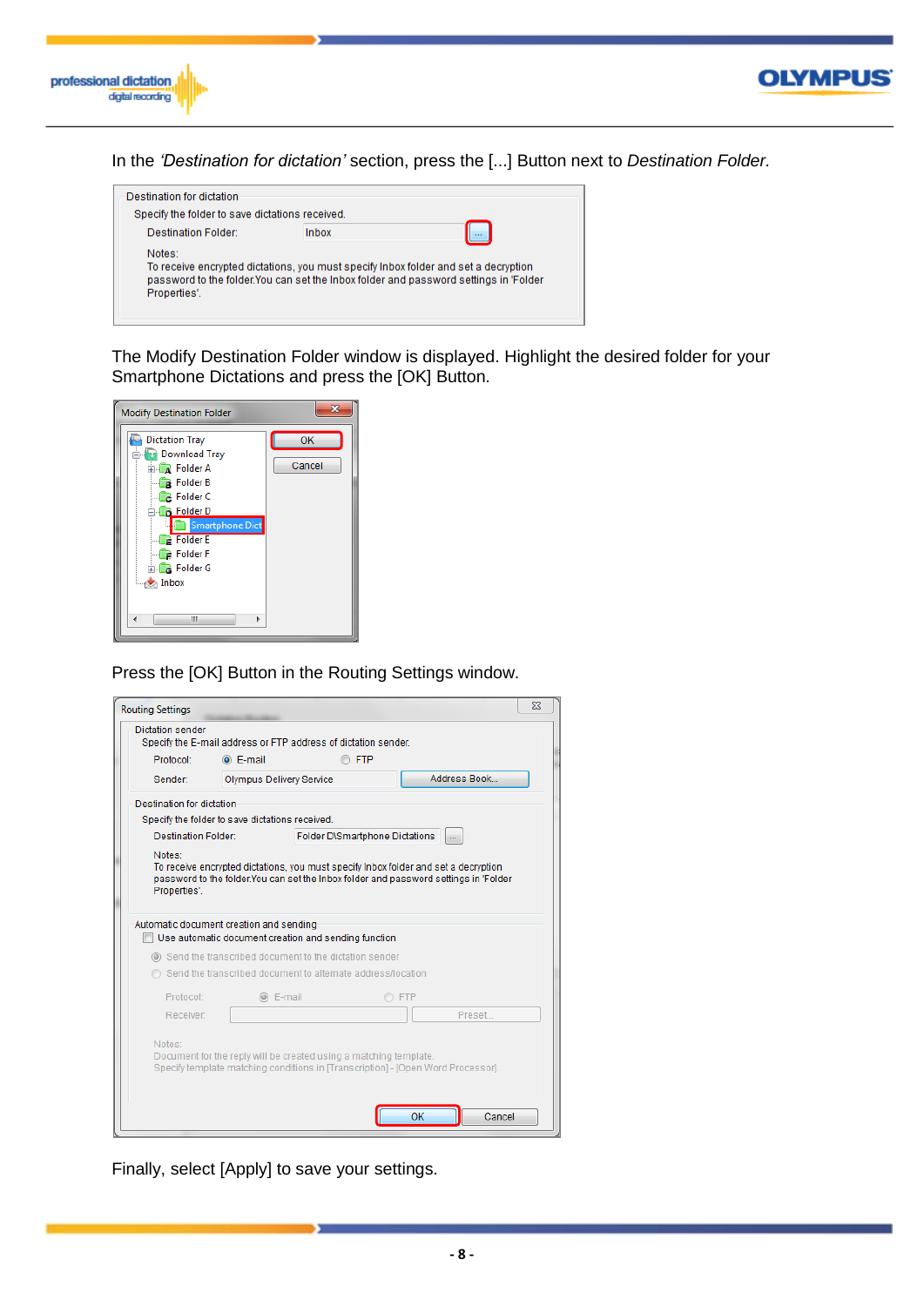In the *'Destination for dictation'* section, press the [...] Button next to *Destination Folder.*

The Modify Destination Folder window is displayed. Highlight the desired folder for your Smartphone Dictations and press the [OK] Button.

Press the [OK] Button in the Routing Settings window.

Finally, select [Apply] to save your settings.